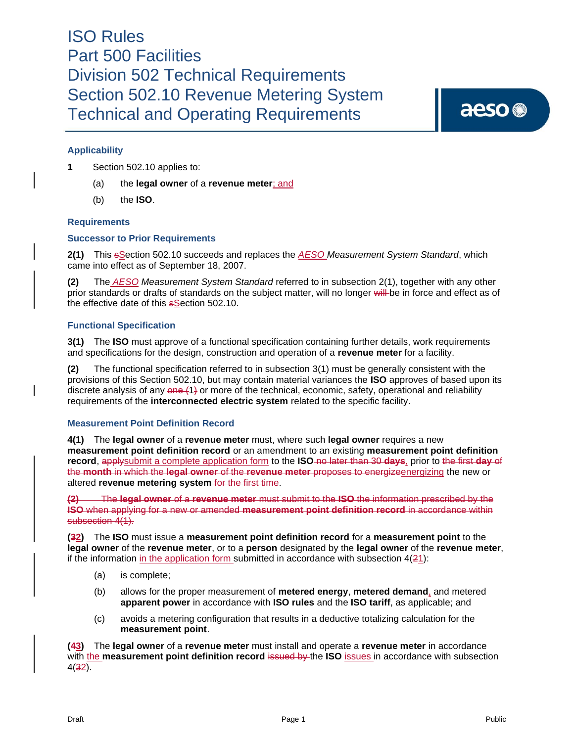# ISO Rules
# Part 500 Facilities
# Division 502 Technical Requirements
# Section 502.10 Revenue Metering System Technical and Operating Requirements

### Applicability

**1** Section 502.10 applies to:

(a) the **legal owner** of a **revenue meter**; and

(b) the **ISO**.

### Requirements

### Successor to Prior Requirements

**2(1)** This ~~s~~Section 502.10 succeeds and replaces the *AESO Measurement System Standard*, which came into effect as of September 18, 2007.

**(2)** The *AESO Measurement System Standard* referred to in subsection 2(1), together with any other prior standards or drafts of standards on the subject matter, will no longer ~~will~~ be in force and effect as of the effective date of this ~~s~~Section 502.10.

### Functional Specification

**3(1)** The **ISO** must approve of a functional specification containing further details, work requirements and specifications for the design, construction and operation of a **revenue meter** for a facility.

**(2)** The functional specification referred to in subsection 3(1) must be generally consistent with the provisions of this Section 502.10, but may contain material variances the **ISO** approves of based upon its discrete analysis of any ~~one (~~1~~)~~ or more of the technical, economic, safety, operational and reliability requirements of the **interconnected electric system** related to the specific facility.

### Measurement Point Definition Record

**4(1)** The **legal owner** of a **revenue meter** must, where such **legal owner** requires a new **measurement point definition record** or an amendment to an existing **measurement point definition record**, ~~apply~~submit a complete application form to the **ISO** ~~no later than 30~~ ~~**days**~~, prior to ~~the first~~ ~~**day** of the **month** in which the **legal owner** of the **revenue meter** proposes to energize~~energizing the new or altered **revenue metering system** ~~for the first time~~.

~~**(2)** The **legal owner** of a **revenue meter** must submit to the **ISO** the information prescribed by the **ISO** when applying for a new or amended **measurement point definition record** in accordance within subsection 4(1).~~

**(~~3~~2)** The **ISO** must issue a **measurement point definition record** for a **measurement point** to the **legal owner** of the **revenue meter**, or to a **person** designated by the **legal owner** of the **revenue meter**, if the information in the application form submitted in accordance with subsection 4(~~2~~1):

(a) is complete;

(b) allows for the proper measurement of **metered energy**, **metered demand**, and metered **apparent power** in accordance with **ISO rules** and the **ISO tariff**, as applicable; and

(c) avoids a metering configuration that results in a deductive totalizing calculation for the **measurement point**.

**(~~4~~3)** The **legal owner** of a **revenue meter** must install and operate a **revenue meter** in accordance with the **measurement point definition record** ~~issued by~~ the **ISO** issues in accordance with subsection 4(~~3~~2).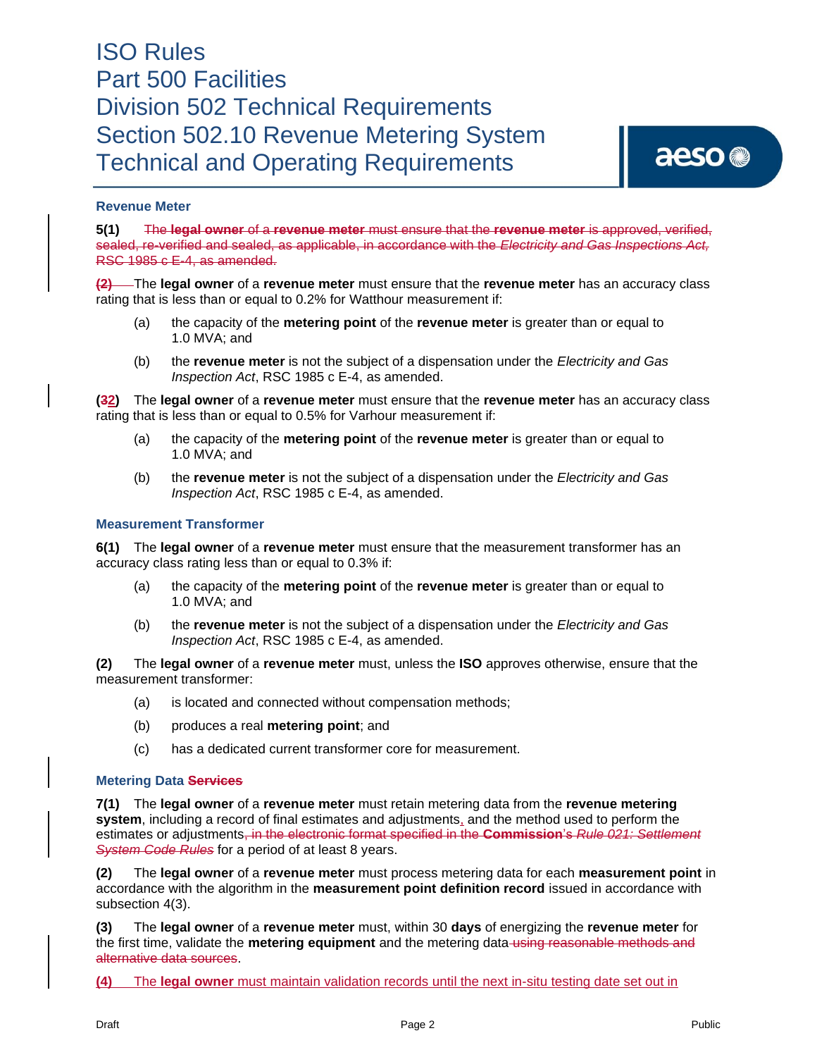### Revenue Meter

~~**5(1)** The **legal owner** of a **revenue meter** must ensure that the **revenue meter** is approved, verified, sealed, re-verified and sealed, as applicable, in accordance with the *Electricity and Gas Inspections Act, RSC 1985 c E-4*, as amended.~~

~~**(2)**~~ The **legal owner** of a **revenue meter** must ensure that the **revenue meter** has an accuracy class rating that is less than or equal to 0.2% for Watthour measurement if:

- (a) the capacity of the **metering point** of the **revenue meter** is greater than or equal to 1.0 MVA; and
- (b) the **revenue meter** is not the subject of a dispensation under the *Electricity and Gas Inspection Act*, RSC 1985 c E-4, as amended.

**(~~3~~2)** The **legal owner** of a **revenue meter** must ensure that the **revenue meter** has an accuracy class rating that is less than or equal to 0.5% for Varhour measurement if:

- (a) the capacity of the **metering point** of the **revenue meter** is greater than or equal to 1.0 MVA; and
- (b) the **revenue meter** is not the subject of a dispensation under the *Electricity and Gas Inspection Act*, RSC 1985 c E-4, as amended.

### Measurement Transformer

**6(1)** The **legal owner** of a **revenue meter** must ensure that the measurement transformer has an accuracy class rating less than or equal to 0.3% if:

- (a) the capacity of the **metering point** of the **revenue meter** is greater than or equal to 1.0 MVA; and
- (b) the **revenue meter** is not the subject of a dispensation under the *Electricity and Gas Inspection Act*, RSC 1985 c E-4, as amended.

**(2)** The **legal owner** of a **revenue meter** must, unless the **ISO** approves otherwise, ensure that the measurement transformer:

- (a) is located and connected without compensation methods;
- (b) produces a real **metering point**; and
- (c) has a dedicated current transformer core for measurement.

### Metering Data ~~Services~~

**7(1)** The **legal owner** of a **revenue meter** must retain metering data from the **revenue metering system**, including a record of final estimates and adjustments, and the method used to perform the estimates or adjustments~~, in the electronic format specified in the **Commission**'s *Rule 021: Settlement System Code Rules*~~ for a period of at least 8 years.

**(2)** The **legal owner** of a **revenue meter** must process metering data for each **measurement point** in accordance with the algorithm in the **measurement point definition record** issued in accordance with subsection 4(3).

**(3)** The **legal owner** of a **revenue meter** must, within 30 **days** of energizing the **revenue meter** for the first time, validate the **metering equipment** and the metering data~~ using reasonable methods and alternative data sources~~.

**(4)** The **legal owner** must maintain validation records until the next in-situ testing date set out in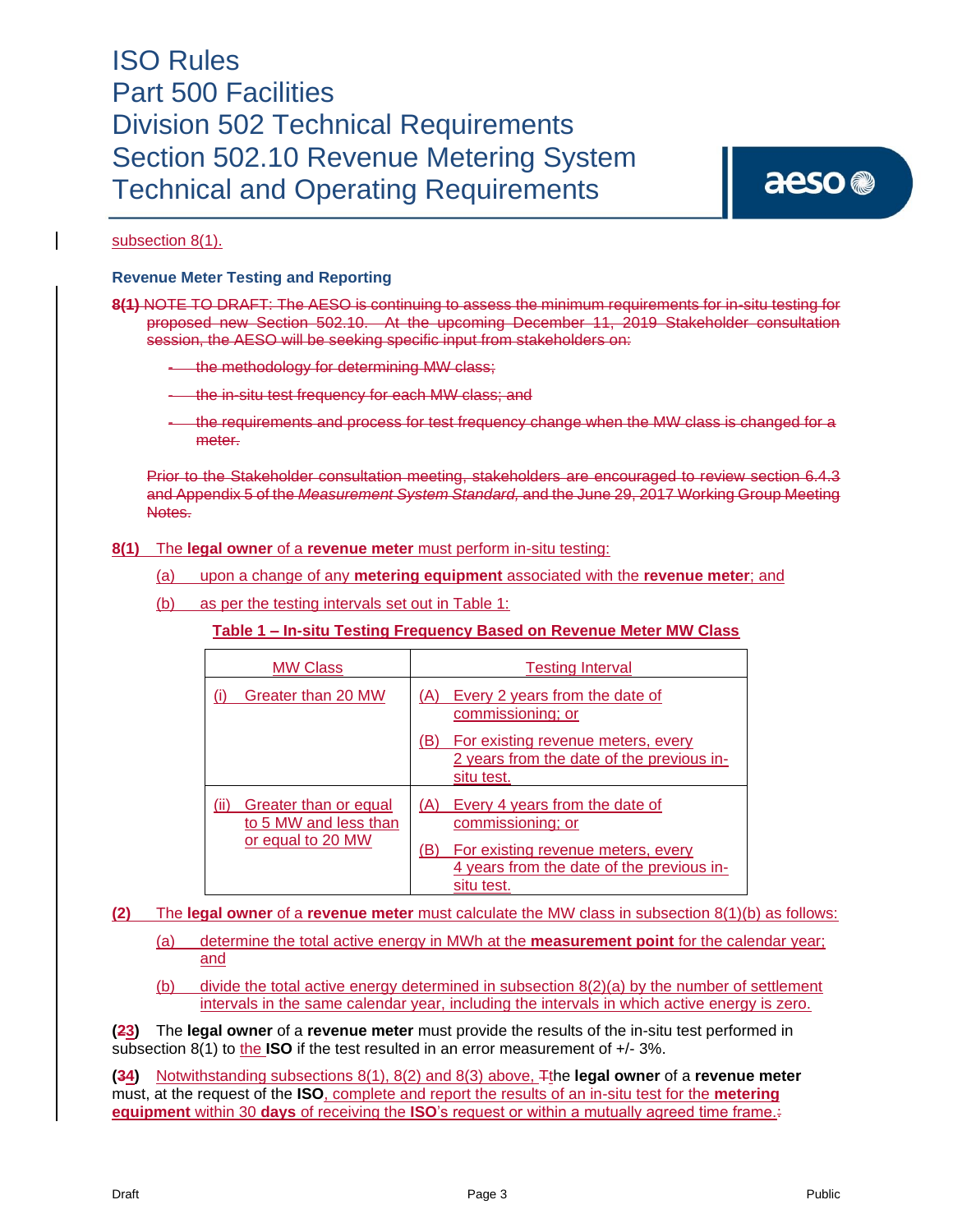subsection 8(1).

### Revenue Meter Testing and Reporting

~~8(1) NOTE TO DRAFT: The AESO is continuing to assess the minimum requirements for in-situ testing for proposed new Section 502.10. At the upcoming December 11, 2019 Stakeholder consultation session, the AESO will be seeking specific input from stakeholders on:~~

- ~~the methodology for determining MW class;~~
- ~~the in-situ test frequency for each MW class; and~~
- ~~the requirements and process for test frequency change when the MW class is changed for a meter.~~

~~Prior to the Stakeholder consultation meeting, stakeholders are encouraged to review section 6.4.3 and Appendix 5 of the *Measurement System Standard*, and the June 29, 2017 Working Group Meeting Notes.~~

**8(1)** The **legal owner** of a **revenue meter** must perform in-situ testing:

(a) upon a change of any **metering equipment** associated with the **revenue meter**; and

(b) as per the testing intervals set out in Table 1:

**Table 1 – In-situ Testing Frequency Based on Revenue Meter MW Class**

| MW Class | Testing Interval |
|---|---|
| (i) Greater than 20 MW | (A) Every 2 years from the date of commissioning; or<br>(B) For existing revenue meters, every 2 years from the date of the previous in-situ test. |
| (ii) Greater than or equal to 5 MW and less than or equal to 20 MW | (A) Every 4 years from the date of commissioning; or<br>(B) For existing revenue meters, every 4 years from the date of the previous in-situ test. |

**(2)** The **legal owner** of a **revenue meter** must calculate the MW class in subsection 8(1)(b) as follows:

(a) determine the total active energy in MWh at the **measurement point** for the calendar year; and

(b) divide the total active energy determined in subsection 8(2)(a) by the number of settlement intervals in the same calendar year, including the intervals in which active energy is zero.

**(~~2~~3)** The **legal owner** of a **revenue meter** must provide the results of the in-situ test performed in subsection 8(1) to the **ISO** if the test resulted in an error measurement of +/- 3%.

**(~~3~~4)** Notwithstanding subsections 8(1), 8(2) and 8(3) above, ~~T~~the **legal owner** of a **revenue meter** must, at the request of the **ISO**, complete and report the results of an in-situ test for the **metering equipment** within 30 **days** of receiving the **ISO**'s request or within a mutually agreed time frame.~~:~~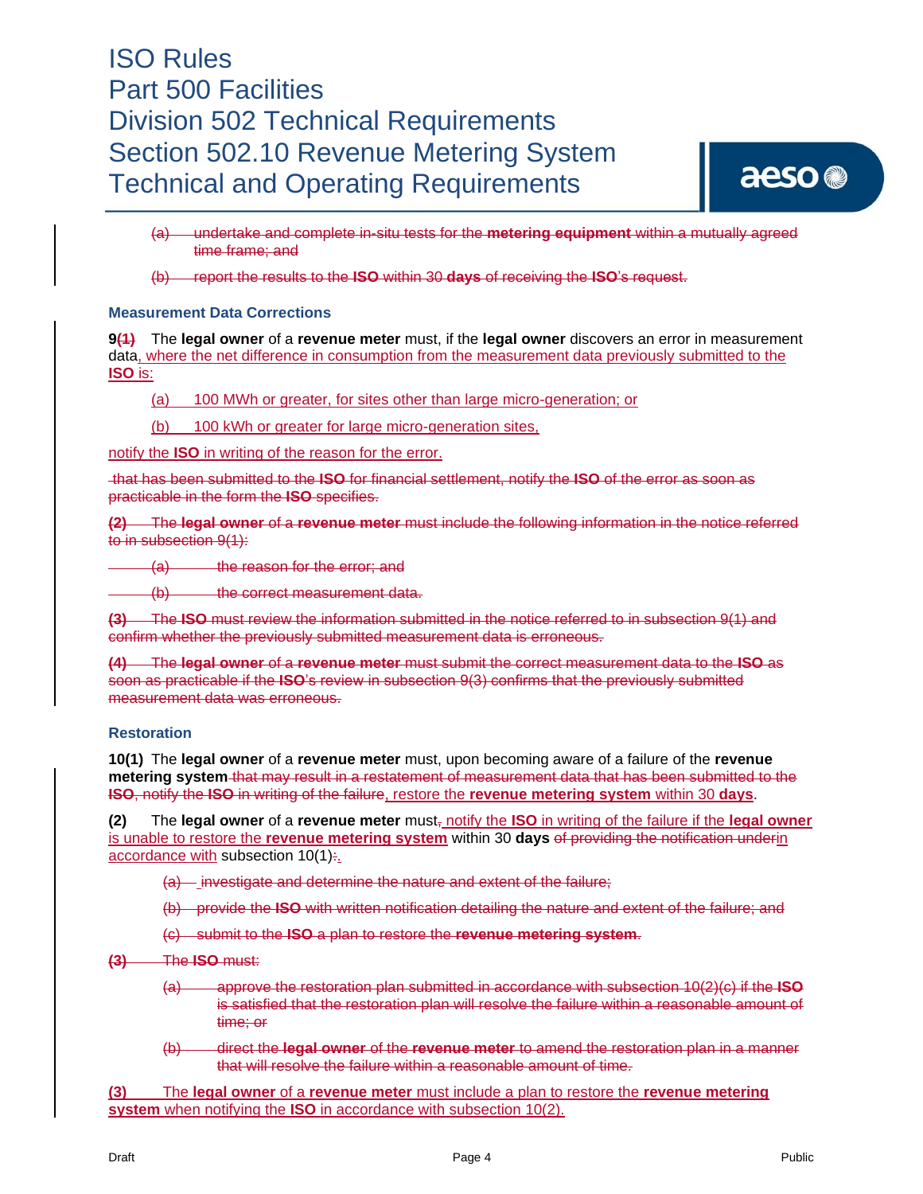(a) undertake and complete in-situ tests for the **metering equipment** within a mutually agreed time frame; and

(b) report the results to the **ISO** within 30 **days** of receiving the **ISO**'s request.

### Measurement Data Corrections

**9(1)** The **legal owner** of a **revenue meter** must, if the **legal owner** discovers an error in measurement data, where the net difference in consumption from the measurement data previously submitted to the **ISO** is:

(a) 100 MWh or greater, for sites other than large micro-generation; or

(b) 100 kWh or greater for large micro-generation sites,

notify the **ISO** in writing of the reason for the error.

that has been submitted to the **ISO** for financial settlement, notify the **ISO** of the error as soon as practicable in the form the **ISO** specifies.

**(2)** The **legal owner** of a **revenue meter** must include the following information in the notice referred to in subsection 9(1):

(a) the reason for the error; and

(b) the correct measurement data.

**(3)** The **ISO** must review the information submitted in the notice referred to in subsection 9(1) and confirm whether the previously submitted measurement data is erroneous.

**(4)** The **legal owner** of a **revenue meter** must submit the correct measurement data to the **ISO** as soon as practicable if the **ISO**'s review in subsection 9(3) confirms that the previously submitted measurement data was erroneous.

### Restoration

**10(1)** The **legal owner** of a **revenue meter** must, upon becoming aware of a failure of the **revenue metering system** that may result in a restatement of measurement data that has been submitted to the **ISO**, notify the **ISO** in writing of the failure, restore the **revenue metering system** within 30 **days**.

**(2)** The **legal owner** of a **revenue meter** must, notify the **ISO** in writing of the failure if the **legal owner** is unable to restore the **revenue metering system** within 30 **days** of providing the notification underin accordance with subsection 10(1):.

(a) investigate and determine the nature and extent of the failure;

(b) provide the **ISO** with written notification detailing the nature and extent of the failure; and

(c) submit to the **ISO** a plan to restore the **revenue metering system**.

**(3)** The **ISO** must:

(a) approve the restoration plan submitted in accordance with subsection 10(2)(c) if the **ISO** is satisfied that the restoration plan will resolve the failure within a reasonable amount of time; or

(b) direct the **legal owner** of the **revenue meter** to amend the restoration plan in a manner that will resolve the failure within a reasonable amount of time.

**(3)** The **legal owner** of a **revenue meter** must include a plan to restore the **revenue metering system** when notifying the **ISO** in accordance with subsection 10(2).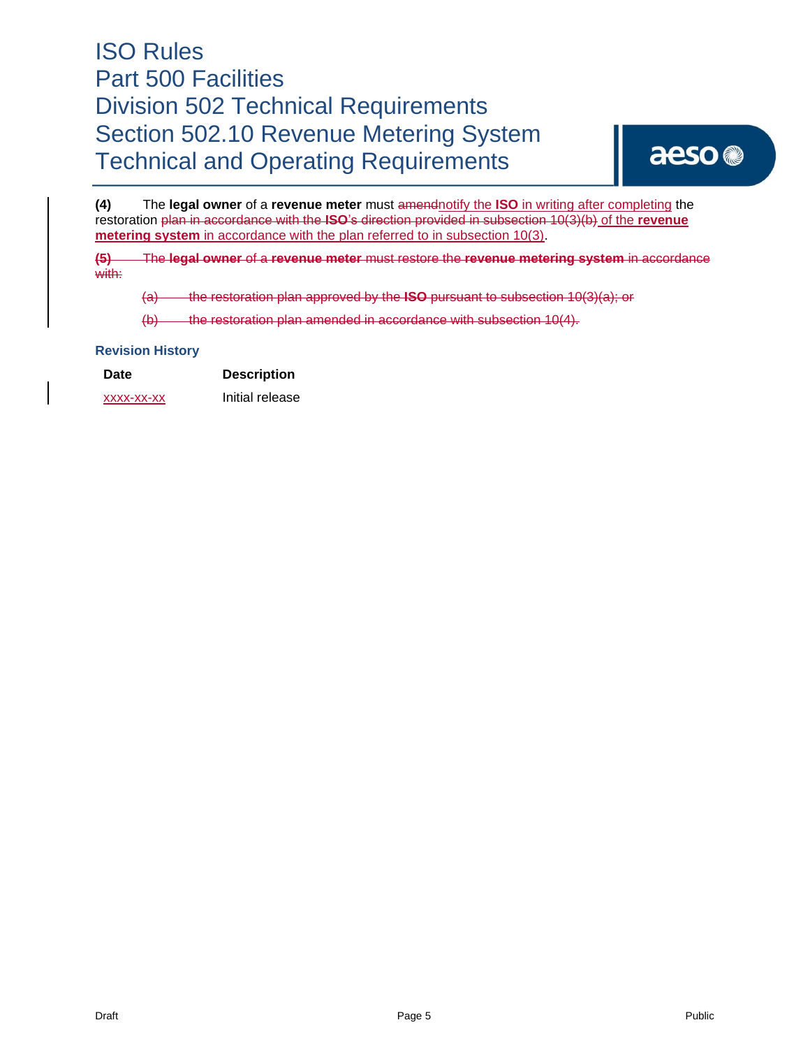**(4)** The **legal owner** of a **revenue meter** must ~~amend~~notify the **ISO** in writing after completing the restoration ~~plan in accordance with the **ISO**'s direction provided in subsection 10(3)(b)~~ of the **revenue metering system** in accordance with the plan referred to in subsection 10(3).

~~**(5)** The **legal owner** of a **revenue meter** must restore the **revenue metering system** in accordance with:~~

~~(a) the restoration plan approved by the **ISO** pursuant to subsection 10(3)(a); or~~

~~(b) the restoration plan amended in accordance with subsection 10(4).~~

### Revision History

| Date | Description |
| --- | --- |
| xxxx-xx-xx | Initial release |